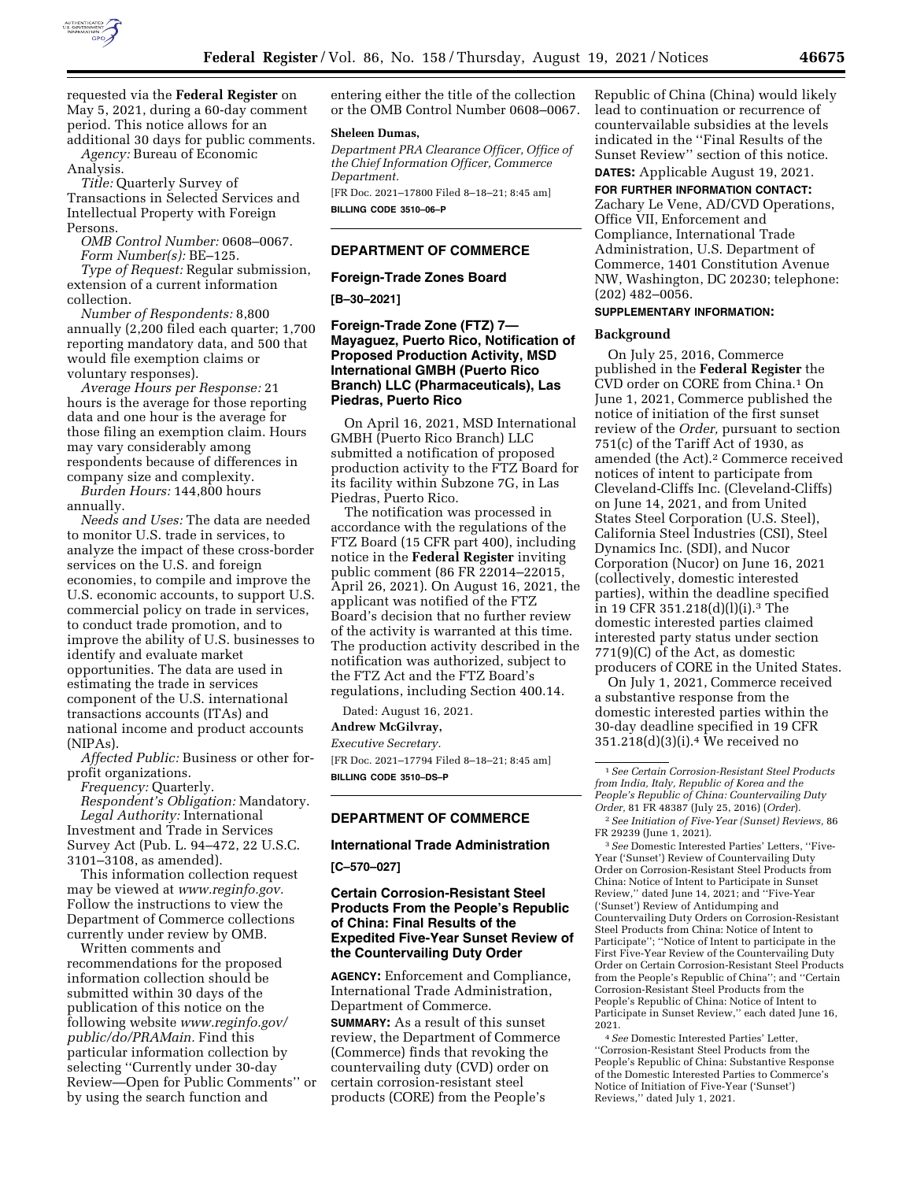requested via the **Federal Register** on May 5, 2021, during a 60-day comment period. This notice allows for an additional 30 days for public comments.

*Agency:* Bureau of Economic Analysis.

*Title:* Quarterly Survey of Transactions in Selected Services and Intellectual Property with Foreign Persons.

*OMB Control Number:* 0608–0067.

*Form Number(s):* BE–125.

*Type of Request:* Regular submission, extension of a current information collection.

*Number of Respondents:* 8,800 annually (2,200 filed each quarter; 1,700 reporting mandatory data, and 500 that would file exemption claims or voluntary responses).

*Average Hours per Response:* 21 hours is the average for those reporting data and one hour is the average for those filing an exemption claim. Hours may vary considerably among respondents because of differences in company size and complexity.

*Burden Hours:* 144,800 hours annually.

*Needs and Uses:* The data are needed to monitor U.S. trade in services, to analyze the impact of these cross-border services on the U.S. and foreign economies, to compile and improve the U.S. economic accounts, to support U.S. commercial policy on trade in services, to conduct trade promotion, and to improve the ability of U.S. businesses to identify and evaluate market opportunities. The data are used in estimating the trade in services component of the U.S. international transactions accounts (ITAs) and national income and product accounts (NIPAs).

*Affected Public:* Business or other for-profit organizations.

*Frequency:* Quarterly.

*Respondent's Obligation:* Mandatory.

*Legal Authority:* International Investment and Trade in Services Survey Act (Pub. L. 94–472, 22 U.S.C. 3101–3108, as amended).

This information collection request may be viewed at *www.reginfo.gov.* Follow the instructions to view the Department of Commerce collections currently under review by OMB.

Written comments and recommendations for the proposed information collection should be submitted within 30 days of the publication of this notice on the following website *www.reginfo.gov/public/do/PRAMain.* Find this particular information collection by selecting ''Currently under 30-day Review—Open for Public Comments'' or by using the search function and entering either the title of the collection or the OMB Control Number 0608–0067.

**Sheleen Dumas,**

*Department PRA Clearance Officer, Office of the Chief Information Officer, Commerce Department.*

[FR Doc. 2021–17800 Filed 8–18–21; 8:45 am]

**BILLING CODE 3510–06–P**

---

## DEPARTMENT OF COMMERCE

### Foreign-Trade Zones Board

**[B–30–2021]**

### Foreign-Trade Zone (FTZ) 7—Mayaguez, Puerto Rico, Notification of Proposed Production Activity, MSD International GMBH (Puerto Rico Branch) LLC (Pharmaceuticals), Las Piedras, Puerto Rico

On April 16, 2021, MSD International GMBH (Puerto Rico Branch) LLC submitted a notification of proposed production activity to the FTZ Board for its facility within Subzone 7G, in Las Piedras, Puerto Rico.

The notification was processed in accordance with the regulations of the FTZ Board (15 CFR part 400), including notice in the **Federal Register** inviting public comment (86 FR 22014–22015, April 26, 2021). On August 16, 2021, the applicant was notified of the FTZ Board's decision that no further review of the activity is warranted at this time. The production activity described in the notification was authorized, subject to the FTZ Act and the FTZ Board's regulations, including Section 400.14.

Dated: August 16, 2021.

**Andrew McGilvray,**

*Executive Secretary.*

[FR Doc. 2021–17794 Filed 8–18–21; 8:45 am]

**BILLING CODE 3510–DS–P**

---

## DEPARTMENT OF COMMERCE

### International Trade Administration

**[C–570–027]**

### Certain Corrosion-Resistant Steel Products From the People's Republic of China: Final Results of the Expedited Five-Year Sunset Review of the Countervailing Duty Order

**AGENCY:** Enforcement and Compliance, International Trade Administration, Department of Commerce.

**SUMMARY:** As a result of this sunset review, the Department of Commerce (Commerce) finds that revoking the countervailing duty (CVD) order on certain corrosion-resistant steel products (CORE) from the People's Republic of China (China) would likely lead to continuation or recurrence of countervailable subsidies at the levels indicated in the ''Final Results of the Sunset Review'' section of this notice.

**DATES:** Applicable August 19, 2021.

**FOR FURTHER INFORMATION CONTACT:** Zachary Le Vene, AD/CVD Operations, Office VII, Enforcement and Compliance, International Trade Administration, U.S. Department of Commerce, 1401 Constitution Avenue NW, Washington, DC 20230; telephone: (202) 482–0056.

**SUPPLEMENTARY INFORMATION:**

#### Background

On July 25, 2016, Commerce published in the **Federal Register** the CVD order on CORE from China.[1] On June 1, 2021, Commerce published the notice of initiation of the first sunset review of the *Order,* pursuant to section 751(c) of the Tariff Act of 1930, as amended (the Act).[2] Commerce received notices of intent to participate from Cleveland-Cliffs Inc. (Cleveland-Cliffs) on June 14, 2021, and from United States Steel Corporation (U.S. Steel), California Steel Industries (CSI), Steel Dynamics Inc. (SDI), and Nucor Corporation (Nucor) on June 16, 2021 (collectively, domestic interested parties), within the deadline specified in 19 CFR 351.218(d)(l)(i).[3] The domestic interested parties claimed interested party status under section 771(9)(C) of the Act, as domestic producers of CORE in the United States.

On July 1, 2021, Commerce received a substantive response from the domestic interested parties within the 30-day deadline specified in 19 CFR 351.218(d)(3)(i).[4] We received no

---

[1] *See Certain Corrosion-Resistant Steel Products from India, Italy, Republic of Korea and the People's Republic of China: Countervailing Duty Order,* 81 FR 48387 (July 25, 2016) (*Order*).

[2] *See Initiation of Five-Year (Sunset) Reviews,* 86 FR 29239 (June 1, 2021).

[3] *See* Domestic Interested Parties' Letters, ''Five-Year ('Sunset') Review of Countervailing Duty Order on Corrosion-Resistant Steel Products from China: Notice of Intent to Participate in Sunset Review,'' dated June 14, 2021; and ''Five-Year ('Sunset') Review of Antidumping and Countervailing Duty Orders on Corrosion-Resistant Steel Products from China: Notice of Intent to Participate''; ''Notice of Intent to participate in the First Five-Year Review of the Countervailing Duty Order on Certain Corrosion-Resistant Steel Products from the People's Republic of China''; and ''Certain Corrosion-Resistant Steel Products from the People's Republic of China: Notice of Intent to Participate in Sunset Review,'' each dated June 16, 2021.

[4] *See* Domestic Interested Parties' Letter, ''Corrosion-Resistant Steel Products from the People's Republic of China: Substantive Response of the Domestic Interested Parties to Commerce's Notice of Initiation of Five-Year ('Sunset') Reviews,'' dated July 1, 2021.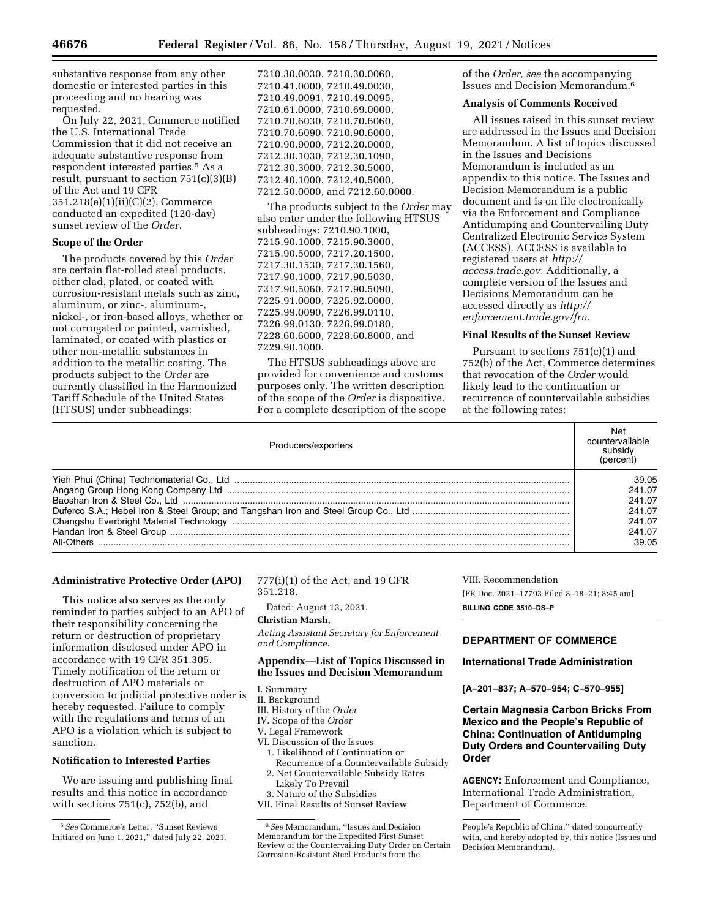substantive response from any other domestic or interested parties in this proceeding and no hearing was requested.

On July 22, 2021, Commerce notified the U.S. International Trade Commission that it did not receive an adequate substantive response from respondent interested parties.[5] As a result, pursuant to section 751(c)(3)(B) of the Act and 19 CFR 351.218(e)(1)(ii)(C)(2), Commerce conducted an expedited (120-day) sunset review of the *Order.*

**Scope of the Order**

The products covered by this *Order* are certain flat-rolled steel products, either clad, plated, or coated with corrosion-resistant metals such as zinc, aluminum, or zinc-, aluminum-, nickel-, or iron-based alloys, whether or not corrugated or painted, varnished, laminated, or coated with plastics or other non-metallic substances in addition to the metallic coating. The products subject to the *Order* are currently classified in the Harmonized Tariff Schedule of the United States (HTSUS) under subheadings: 7210.30.0030, 7210.30.0060, 7210.41.0000, 7210.49.0030, 7210.49.0091, 7210.49.0095, 7210.61.0000, 7210.69.0000, 7210.70.6030, 7210.70.6060, 7210.70.6090, 7210.90.6000, 7210.90.9000, 7212.20.0000, 7212.30.1030, 7212.30.1090, 7212.30.3000, 7212.30.5000, 7212.40.1000, 7212.40.5000, 7212.50.0000, and 7212.60.0000.

The products subject to the *Order* may also enter under the following HTSUS subheadings: 7210.90.1000, 7215.90.1000, 7215.90.3000, 7215.90.5000, 7217.20.1500, 7217.30.1530, 7217.30.1560, 7217.90.1000, 7217.90.5030, 7217.90.5060, 7217.90.5090, 7225.91.0000, 7225.92.0000, 7225.99.0090, 7226.99.0110, 7226.99.0130, 7226.99.0180, 7228.60.6000, 7228.60.8000, and 7229.90.1000.

The HTSUS subheadings above are provided for convenience and customs purposes only. The written description of the scope of the *Order* is dispositive. For a complete description of the scope of the *Order, see* the accompanying Issues and Decision Memorandum.[6]

**Analysis of Comments Received**

All issues raised in this sunset review are addressed in the Issues and Decision Memorandum. A list of topics discussed in the Issues and Decisions Memorandum is included as an appendix to this notice. The Issues and Decision Memorandum is a public document and is on file electronically via the Enforcement and Compliance Antidumping and Countervailing Duty Centralized Electronic Service System (ACCESS). ACCESS is available to registered users at *http://access.trade.gov.* Additionally, a complete version of the Issues and Decisions Memorandum can be accessed directly as *http://enforcement.trade.gov/frn.*

**Final Results of the Sunset Review**

Pursuant to sections 751(c)(1) and 752(b) of the Act, Commerce determines that revocation of the *Order* would likely lead to the continuation or recurrence of countervailable subsidies at the following rates:

| Producers/exporters | Net countervailable subsidy (percent) |
|---|---|
| Yieh Phui (China) Technomaterial Co., Ltd | 39.05 |
| Angang Group Hong Kong Company Ltd | 241.07 |
| Baoshan Iron & Steel Co., Ltd | 241.07 |
| Duferco S.A.; Hebei Iron & Steel Group; and Tangshan Iron and Steel Group Co., Ltd | 241.07 |
| Changshu Everbright Material Technology | 241.07 |
| Handan Iron & Steel Group | 241.07 |
| All-Others | 39.05 |

**Administrative Protective Order (APO)**

This notice also serves as the only reminder to parties subject to an APO of their responsibility concerning the return or destruction of proprietary information disclosed under APO in accordance with 19 CFR 351.305. Timely notification of the return or destruction of APO materials or conversion to judicial protective order is hereby requested. Failure to comply with the regulations and terms of an APO is a violation which is subject to sanction.

**Notification to Interested Parties**

We are issuing and publishing final results and this notice in accordance with sections 751(c), 752(b), and 777(i)(1) of the Act, and 19 CFR 351.218.

Dated: August 13, 2021.

**Christian Marsh,**

*Acting Assistant Secretary for Enforcement and Compliance.*

**Appendix—List of Topics Discussed in the Issues and Decision Memorandum**

I. Summary
II. Background
III. History of the *Order*
IV. Scope of the *Order*
V. Legal Framework
VI. Discussion of the Issues
  1. Likelihood of Continuation or Recurrence of a Countervailable Subsidy
  2. Net Countervailable Subsidy Rates Likely To Prevail
  3. Nature of the Subsidies
VII. Final Results of Sunset Review
VIII. Recommendation

[FR Doc. 2021–17793 Filed 8–18–21; 8:45 am]

**BILLING CODE 3510–DS–P**

[5] *See* Commerce's Letter, "Sunset Reviews Initiated on June 1, 2021," dated July 22, 2021.

[6] *See* Memorandum, "Issues and Decision Memorandum for the Expedited First Sunset Review of the Countervailing Duty Order on Certain Corrosion-Resistant Steel Products from the People's Republic of China," dated concurrently with, and hereby adopted by, this notice (Issues and Decision Memorandum).

## DEPARTMENT OF COMMERCE

### International Trade Administration

**[A–201–837; A–570–954; C–570–955]**

### Certain Magnesia Carbon Bricks From Mexico and the People's Republic of China: Continuation of Antidumping Duty Orders and Countervailing Duty Order

**AGENCY:** Enforcement and Compliance, International Trade Administration, Department of Commerce.